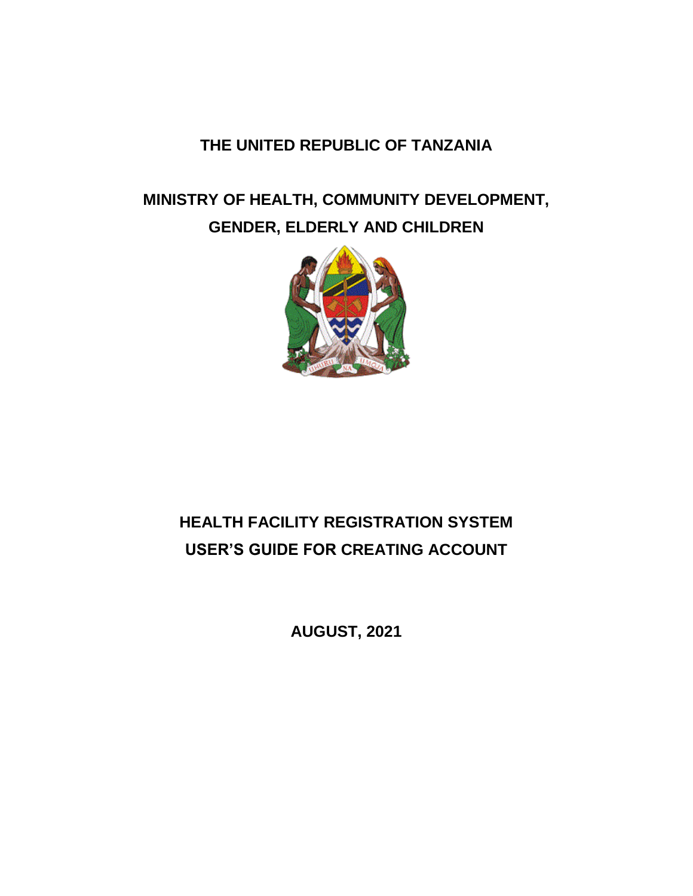**THE UNITED REPUBLIC OF TANZANIA**

**MINISTRY OF HEALTH, COMMUNITY DEVELOPMENT, GENDER, ELDERLY AND CHILDREN**

# HEALTH FACILITY REGISTRATION SYSTEM USER'S GUIDE FOR CREATING ACCOUNT

**AUGUST, 2021**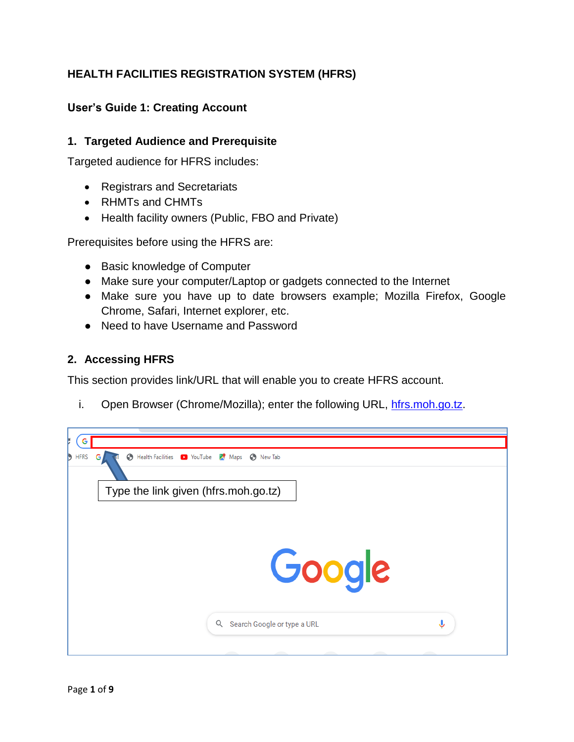# HEALTH FACILITIES REGISTRATION SYSTEM (HFRS)

## User's Guide 1: Creating Account

### 1. Targeted Audience and Prerequisite

Targeted audience for HFRS includes:

- Registrars and Secretariats
- RHMTs and CHMTs
- Health facility owners (Public, FBO and Private)

Prerequisites before using the HFRS are:

- Basic knowledge of Computer
- Make sure your computer/Laptop or gadgets connected to the Internet
- Make sure you have up to date browsers example; Mozilla Firefox, Google Chrome, Safari, Internet explorer, etc.
- Need to have Username and Password

### 2. Accessing HFRS

This section provides link/URL that will enable you to create HFRS account.

i. Open Browser (Chrome/Mozilla); enter the following URL, [hfrs.moh.go.tz](hfrs.moh.go.tz).

Type the link given (hfrs.moh.go.tz)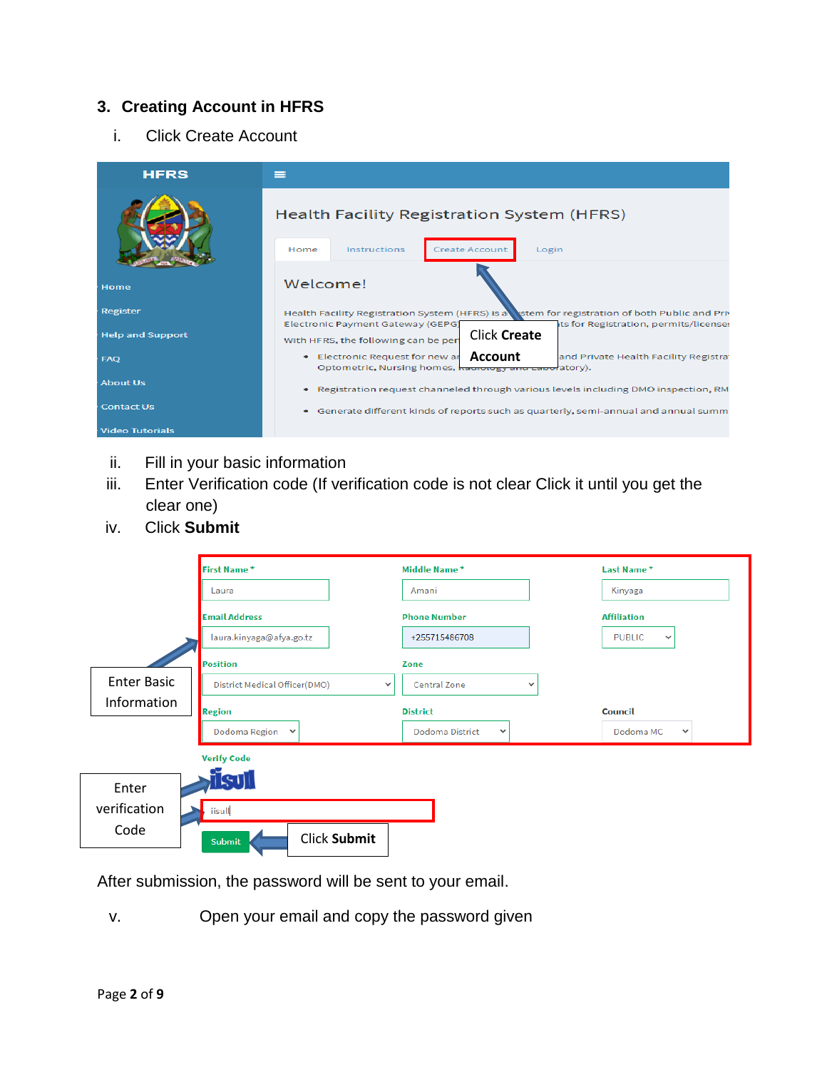## 3. Creating Account in HFRS

i. Click Create Account

ii. Fill in your basic information

iii. Enter Verification code (If verification code is not clear Click it until you get the clear one)

iv. Click **Submit**

After submission, the password will be sent to your email.

v. Open your email and copy the password given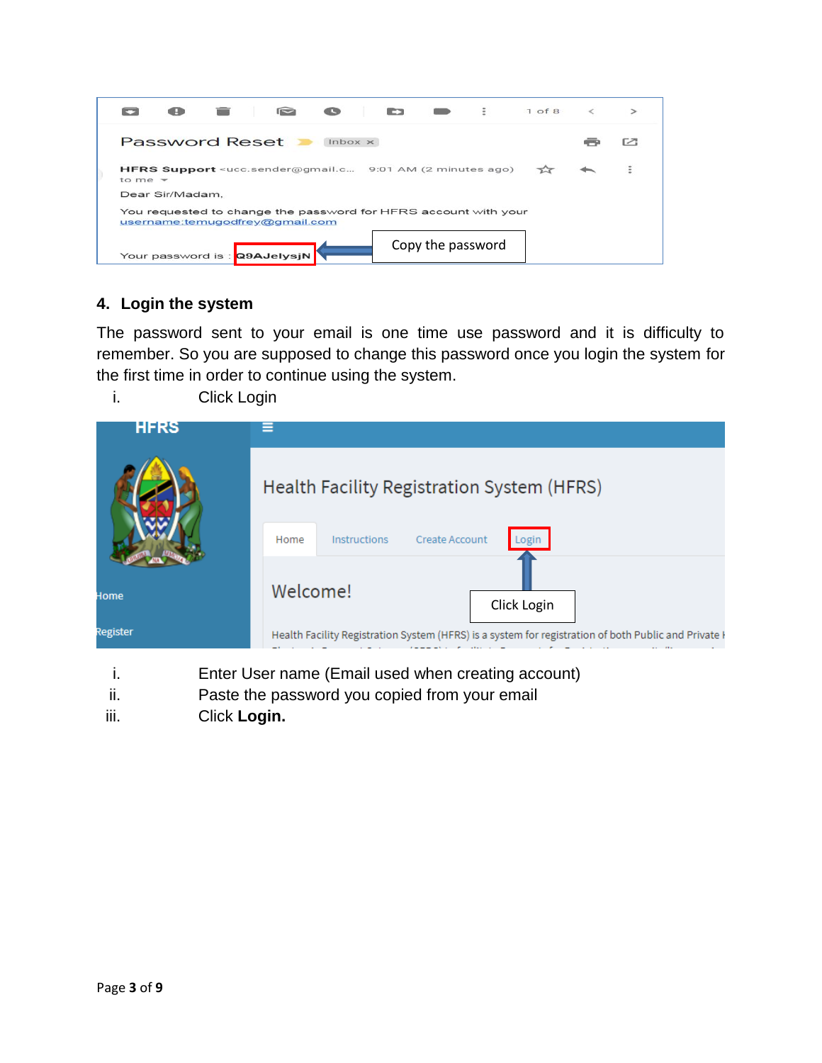## 4. Login the system

The password sent to your email is one time use password and it is difficulty to remember. So you are supposed to change this password once you login the system for the first time in order to continue using the system.

i. Click Login

i. Enter User name (Email used when creating account)
ii. Paste the password you copied from your email
iii. Click **Login.**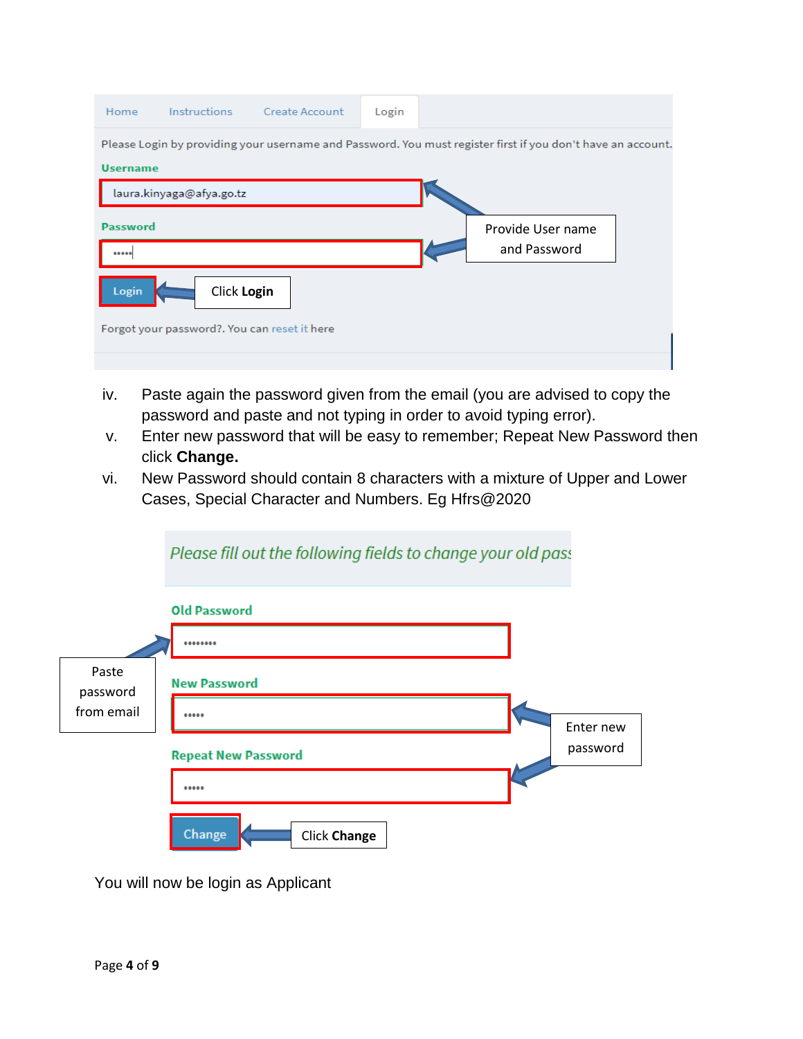| Home | Instructions | Create Account | Login |
|---|---|---|---|

Please Login by providing your username and Password. You must register first if you don't have an account.

**Username**

laura.kinyaga@afya.go.tz

**Password**

•••••

Provide User name and Password

**Login**

Click **Login**

Forgot your password?. You can reset it here

iv. Paste again the password given from the email (you are advised to copy the password and paste and not typing in order to avoid typing error).

v. Enter new password that will be easy to remember; Repeat New Password then click **Change.**

vi. New Password should contain 8 characters with a mixture of Upper and Lower Cases, Special Character and Numbers. Eg Hfrs@2020

*Please fill out the following fields to change your old pass*

**Old Password**

••••••••

Paste password from email

**New Password**

•••••

Enter new password

**Repeat New Password**

•••••

**Change**

Click **Change**

You will now be login as Applicant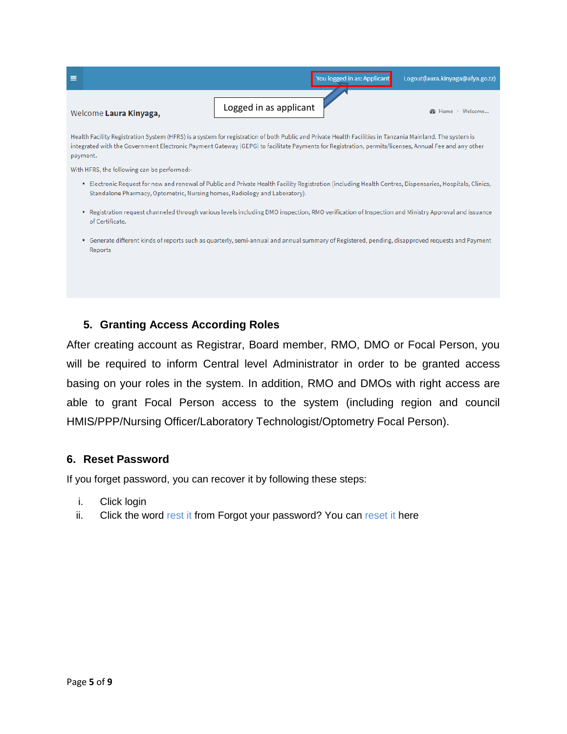You logged in as: Applicant    Logout(laura.kinyaga@afya.go.tz)

Logged in as applicant

Welcome **Laura Kinyaga**,    Home > Welcome...

Health Facility Registration System (HFRS) is a system for registration of both Public and Private Health Facilities in Tanzania Mainland. The system is integrated with the Government Electronic Payment Gateway (GEPG) to facilitate Payments for Registration, permits/licenses, Annual Fee and any other payment.

With HFRS, the following can be performed:-

- Electronic Request for new and renewal of Public and Private Health Facility Registration (including Health Centres, Dispensaries, Hospitals, Clinics, Standalone Pharmacy, Optometric, Nursing homes, Radiology and Laboratory).
- Registration request channeled through various levels including DMO inspection, RMO verification of Inspection and Ministry Approval and issuance of Certificate.
- Generate different kinds of reports such as quarterly, semi-annual and annual summary of Registered, pending, disapproved requests and Payment Reports

## 5. Granting Access According Roles

After creating account as Registrar, Board member, RMO, DMO or Focal Person, you will be required to inform Central level Administrator in order to be granted access basing on your roles in the system. In addition, RMO and DMOs with right access are able to grant Focal Person access to the system (including region and council HMIS/PPP/Nursing Officer/Laboratory Technologist/Optometry Focal Person).

## 6. Reset Password

If you forget password, you can recover it by following these steps:

i. Click login
ii. Click the word rest it from Forgot your password? You can reset it here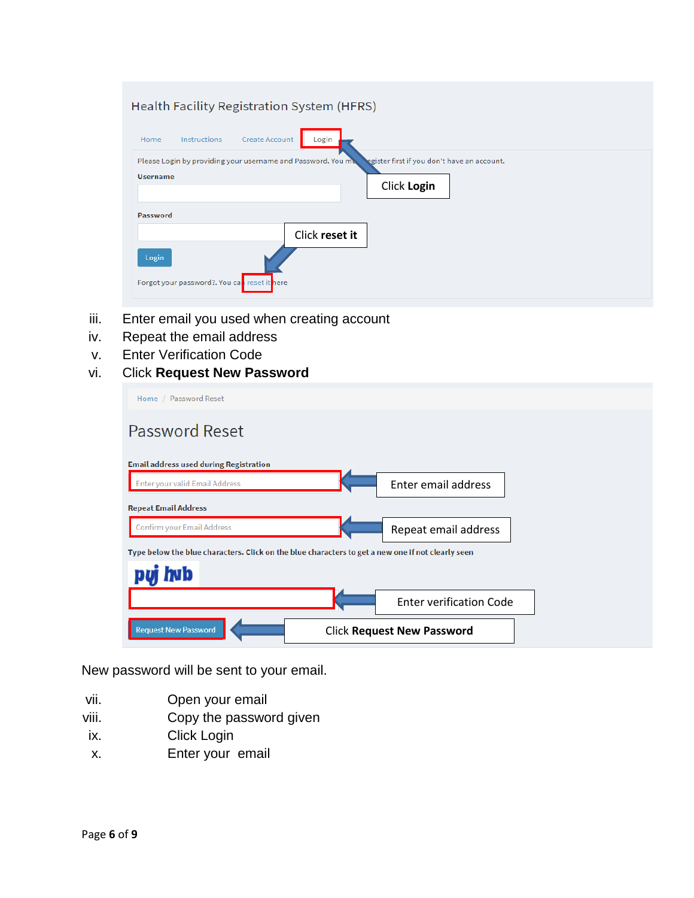iii. Enter email you used when creating account
iv. Repeat the email address
v. Enter Verification Code
vi. Click **Request New Password**

New password will be sent to your email.

vii. Open your email
viii. Copy the password given
ix. Click Login
x. Enter your email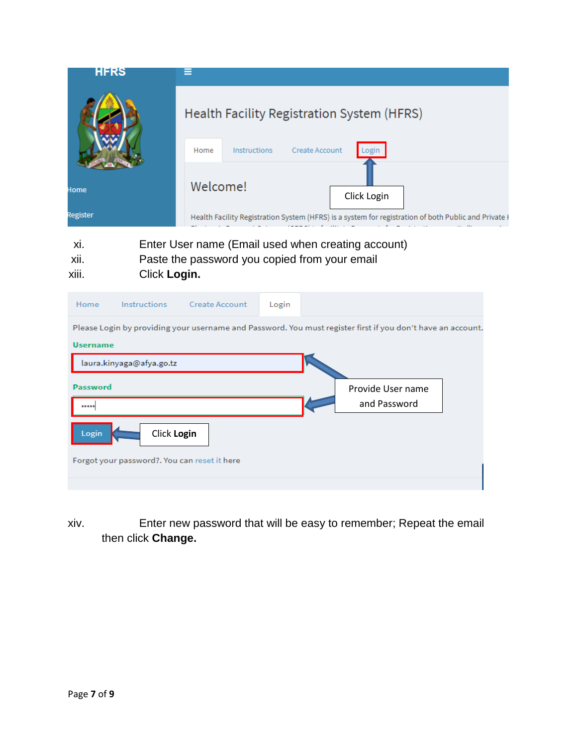xi. Enter User name (Email used when creating account)

xii. Paste the password you copied from your email

xiii. Click **Login.**

xiv. Enter new password that will be easy to remember; Repeat the email then click **Change.**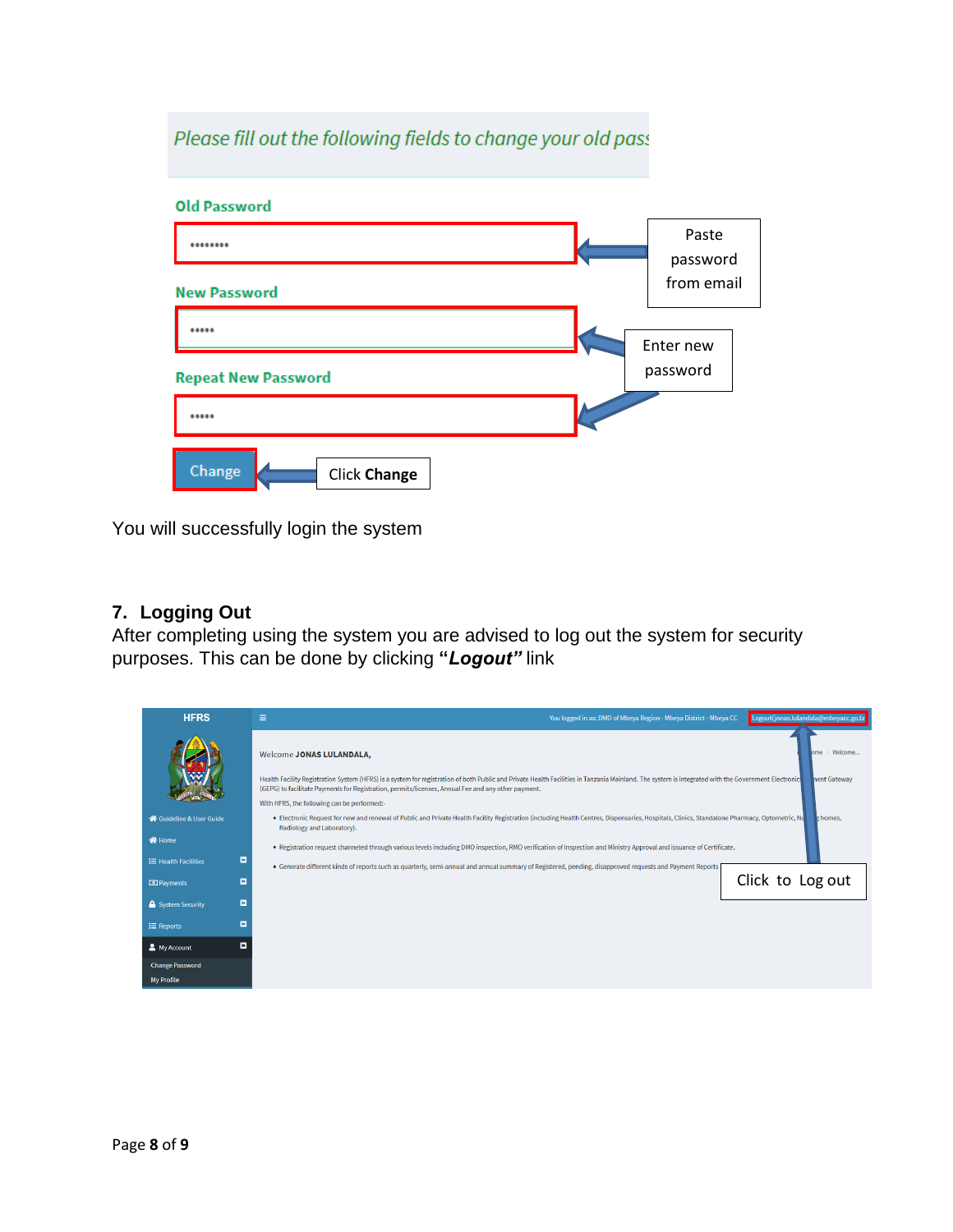Please fill out the following fields to change your old pass

Old Password

New Password

Repeat New Password

Change

Paste password from email

Enter new password

Click **Change**

You will successfully login the system

## 7. Logging Out

After completing using the system you are advised to log out the system for security purposes. This can be done by clicking ***"Logout"*** link

Click to Log out